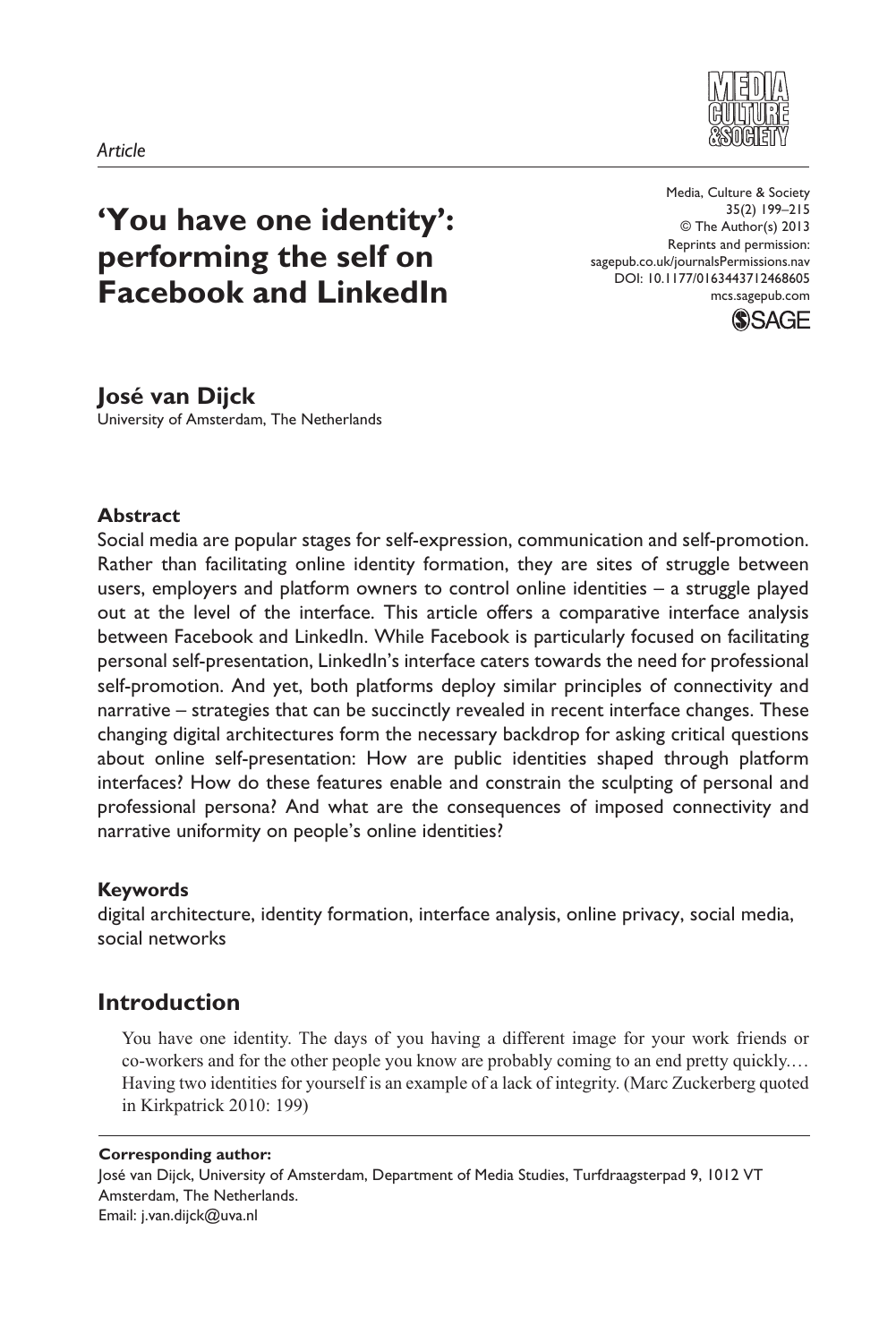*Article*

# 'You have one identity': performing the self on Facebook and LinkedIn

Media, Culture & Society
35(2) 199–215
© The Author(s) 2013
Reprints and permission:
sagepub.co.uk/journalsPermissions.nav
DOI: 10.1177/0163443712468605
mcs.sagepub.com

**José van Dijck**
University of Amsterdam, The Netherlands

### Abstract

Social media are popular stages for self-expression, communication and self-promotion. Rather than facilitating online identity formation, they are sites of struggle between users, employers and platform owners to control online identities – a struggle played out at the level of the interface. This article offers a comparative interface analysis between Facebook and LinkedIn. While Facebook is particularly focused on facilitating personal self-presentation, LinkedIn's interface caters towards the need for professional self-promotion. And yet, both platforms deploy similar principles of connectivity and narrative – strategies that can be succinctly revealed in recent interface changes. These changing digital architectures form the necessary backdrop for asking critical questions about online self-presentation: How are public identities shaped through platform interfaces? How do these features enable and constrain the sculpting of personal and professional persona? And what are the consequences of imposed connectivity and narrative uniformity on people's online identities?

### Keywords

digital architecture, identity formation, interface analysis, online privacy, social media, social networks

## Introduction

> You have one identity. The days of you having a different image for your work friends or co-workers and for the other people you know are probably coming to an end pretty quickly.… Having two identities for yourself is an example of a lack of integrity. (Marc Zuckerberg quoted in Kirkpatrick 2010: 199)

**Corresponding author:**
José van Dijck, University of Amsterdam, Department of Media Studies, Turfdraagsterpad 9, 1012 VT Amsterdam, The Netherlands.
Email: j.van.dijck@uva.nl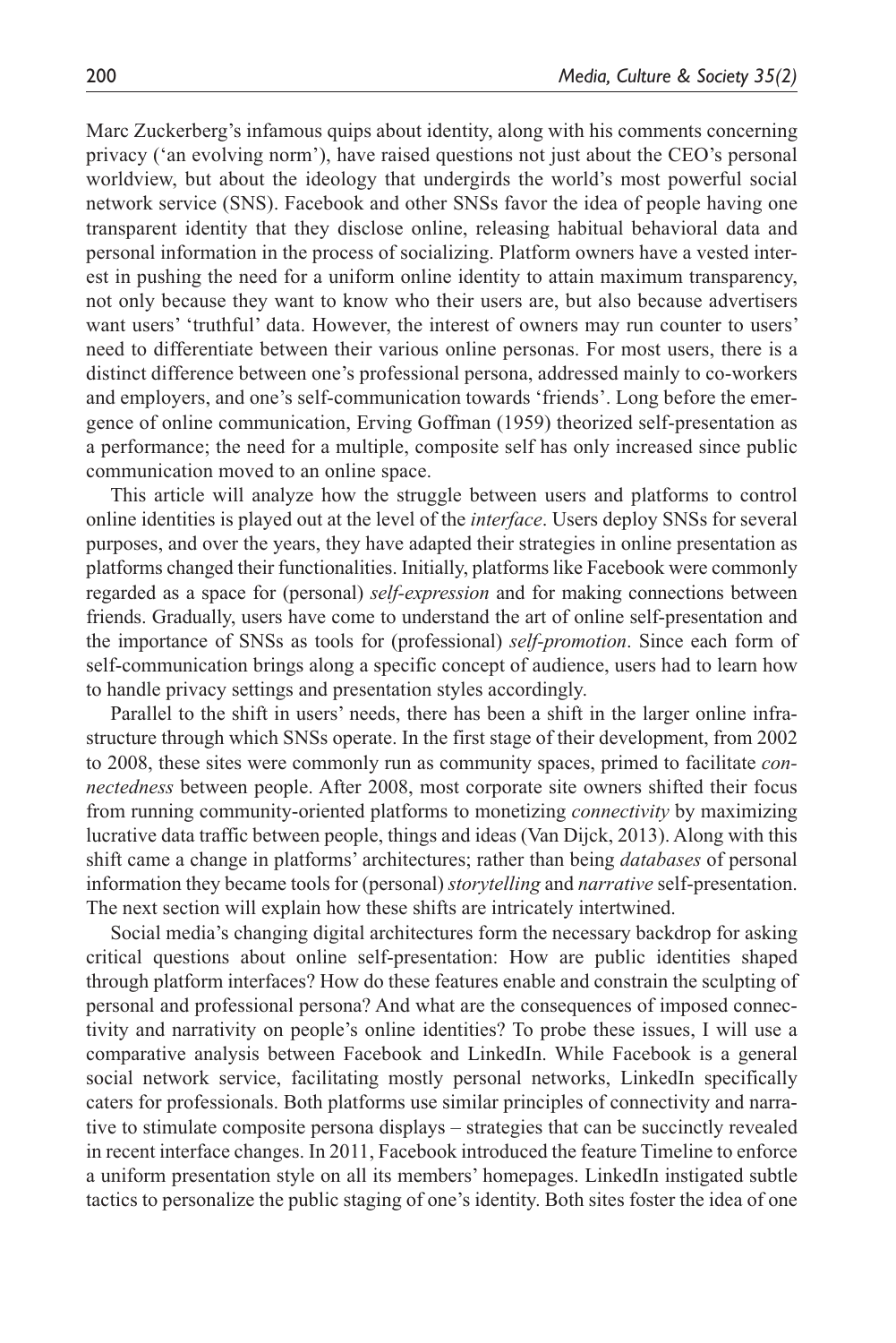Marc Zuckerberg's infamous quips about identity, along with his comments concerning privacy ('an evolving norm'), have raised questions not just about the CEO's personal worldview, but about the ideology that undergirds the world's most powerful social network service (SNS). Facebook and other SNSs favor the idea of people having one transparent identity that they disclose online, releasing habitual behavioral data and personal information in the process of socializing. Platform owners have a vested interest in pushing the need for a uniform online identity to attain maximum transparency, not only because they want to know who their users are, but also because advertisers want users' 'truthful' data. However, the interest of owners may run counter to users' need to differentiate between their various online personas. For most users, there is a distinct difference between one's professional persona, addressed mainly to co-workers and employers, and one's self-communication towards 'friends'. Long before the emergence of online communication, Erving Goffman (1959) theorized self-presentation as a performance; the need for a multiple, composite self has only increased since public communication moved to an online space.

This article will analyze how the struggle between users and platforms to control online identities is played out at the level of the *interface*. Users deploy SNSs for several purposes, and over the years, they have adapted their strategies in online presentation as platforms changed their functionalities. Initially, platforms like Facebook were commonly regarded as a space for (personal) *self-expression* and for making connections between friends. Gradually, users have come to understand the art of online self-presentation and the importance of SNSs as tools for (professional) *self-promotion*. Since each form of self-communication brings along a specific concept of audience, users had to learn how to handle privacy settings and presentation styles accordingly.

Parallel to the shift in users' needs, there has been a shift in the larger online infrastructure through which SNSs operate. In the first stage of their development, from 2002 to 2008, these sites were commonly run as community spaces, primed to facilitate *connectedness* between people. After 2008, most corporate site owners shifted their focus from running community-oriented platforms to monetizing *connectivity* by maximizing lucrative data traffic between people, things and ideas (Van Dijck, 2013). Along with this shift came a change in platforms' architectures; rather than being *databases* of personal information they became tools for (personal) *storytelling* and *narrative* self-presentation. The next section will explain how these shifts are intricately intertwined.

Social media's changing digital architectures form the necessary backdrop for asking critical questions about online self-presentation: How are public identities shaped through platform interfaces? How do these features enable and constrain the sculpting of personal and professional persona? And what are the consequences of imposed connectivity and narrativity on people's online identities? To probe these issues, I will use a comparative analysis between Facebook and LinkedIn. While Facebook is a general social network service, facilitating mostly personal networks, LinkedIn specifically caters for professionals. Both platforms use similar principles of connectivity and narrative to stimulate composite persona displays – strategies that can be succinctly revealed in recent interface changes. In 2011, Facebook introduced the feature Timeline to enforce a uniform presentation style on all its members' homepages. LinkedIn instigated subtle tactics to personalize the public staging of one's identity. Both sites foster the idea of one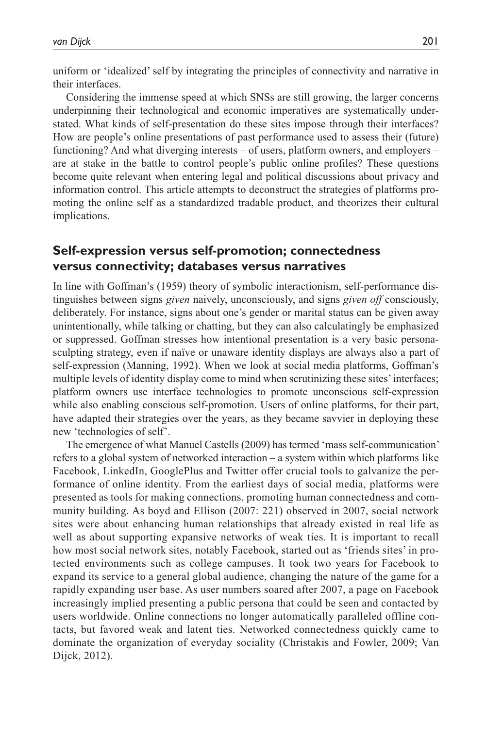uniform or 'idealized' self by integrating the principles of connectivity and narrative in their interfaces.

Considering the immense speed at which SNSs are still growing, the larger concerns underpinning their technological and economic imperatives are systematically understated. What kinds of self-presentation do these sites impose through their interfaces? How are people's online presentations of past performance used to assess their (future) functioning? And what diverging interests – of users, platform owners, and employers – are at stake in the battle to control people's public online profiles? These questions become quite relevant when entering legal and political discussions about privacy and information control. This article attempts to deconstruct the strategies of platforms promoting the online self as a standardized tradable product, and theorizes their cultural implications.

## Self-expression versus self-promotion; connectedness versus connectivity; databases versus narratives

In line with Goffman's (1959) theory of symbolic interactionism, self-performance distinguishes between signs *given* naively, unconsciously, and signs *given off* consciously, deliberately. For instance, signs about one's gender or marital status can be given away unintentionally, while talking or chatting, but they can also calculatingly be emphasized or suppressed. Goffman stresses how intentional presentation is a very basic persona-sculpting strategy, even if naïve or unaware identity displays are always also a part of self-expression (Manning, 1992). When we look at social media platforms, Goffman's multiple levels of identity display come to mind when scrutinizing these sites' interfaces; platform owners use interface technologies to promote unconscious self-expression while also enabling conscious self-promotion. Users of online platforms, for their part, have adapted their strategies over the years, as they became savvier in deploying these new 'technologies of self'.

The emergence of what Manuel Castells (2009) has termed 'mass self-communication' refers to a global system of networked interaction – a system within which platforms like Facebook, LinkedIn, GooglePlus and Twitter offer crucial tools to galvanize the performance of online identity. From the earliest days of social media, platforms were presented as tools for making connections, promoting human connectedness and community building. As boyd and Ellison (2007: 221) observed in 2007, social network sites were about enhancing human relationships that already existed in real life as well as about supporting expansive networks of weak ties. It is important to recall how most social network sites, notably Facebook, started out as 'friends sites' in protected environments such as college campuses. It took two years for Facebook to expand its service to a general global audience, changing the nature of the game for a rapidly expanding user base. As user numbers soared after 2007, a page on Facebook increasingly implied presenting a public persona that could be seen and contacted by users worldwide. Online connections no longer automatically paralleled offline contacts, but favored weak and latent ties. Networked connectedness quickly came to dominate the organization of everyday sociality (Christakis and Fowler, 2009; Van Dijck, 2012).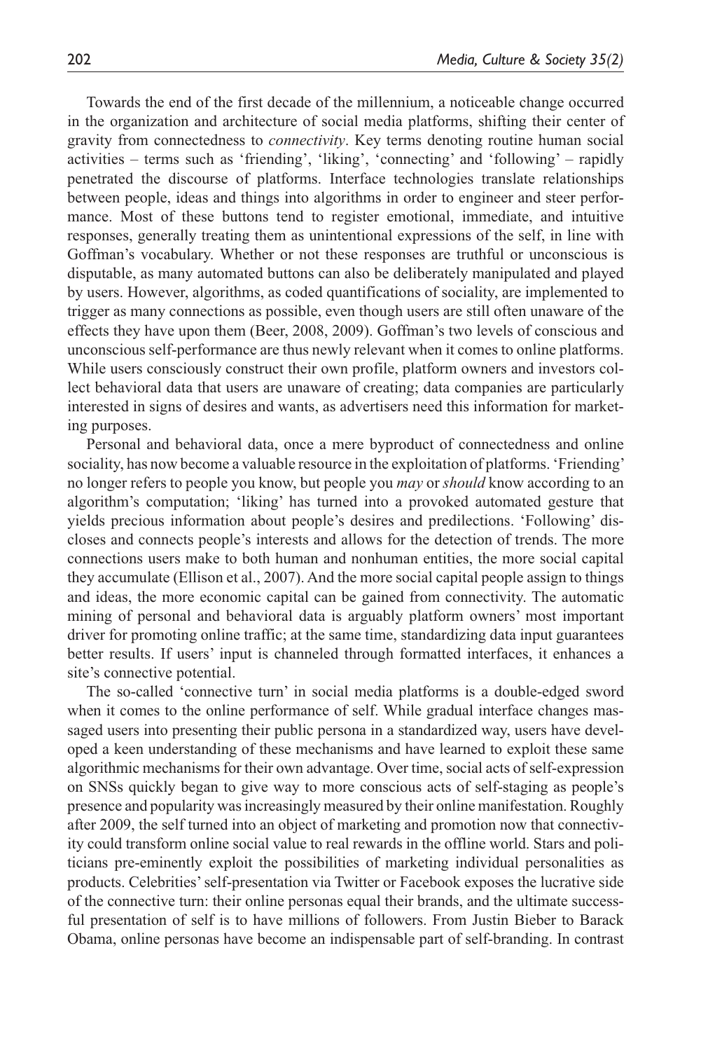Towards the end of the first decade of the millennium, a noticeable change occurred in the organization and architecture of social media platforms, shifting their center of gravity from connectedness to *connectivity*. Key terms denoting routine human social activities – terms such as 'friending', 'liking', 'connecting' and 'following' – rapidly penetrated the discourse of platforms. Interface technologies translate relationships between people, ideas and things into algorithms in order to engineer and steer performance. Most of these buttons tend to register emotional, immediate, and intuitive responses, generally treating them as unintentional expressions of the self, in line with Goffman's vocabulary. Whether or not these responses are truthful or unconscious is disputable, as many automated buttons can also be deliberately manipulated and played by users. However, algorithms, as coded quantifications of sociality, are implemented to trigger as many connections as possible, even though users are still often unaware of the effects they have upon them (Beer, 2008, 2009). Goffman's two levels of conscious and unconscious self-performance are thus newly relevant when it comes to online platforms. While users consciously construct their own profile, platform owners and investors collect behavioral data that users are unaware of creating; data companies are particularly interested in signs of desires and wants, as advertisers need this information for marketing purposes.

Personal and behavioral data, once a mere byproduct of connectedness and online sociality, has now become a valuable resource in the exploitation of platforms. 'Friending' no longer refers to people you know, but people you *may* or *should* know according to an algorithm's computation; 'liking' has turned into a provoked automated gesture that yields precious information about people's desires and predilections. 'Following' discloses and connects people's interests and allows for the detection of trends. The more connections users make to both human and nonhuman entities, the more social capital they accumulate (Ellison et al., 2007). And the more social capital people assign to things and ideas, the more economic capital can be gained from connectivity. The automatic mining of personal and behavioral data is arguably platform owners' most important driver for promoting online traffic; at the same time, standardizing data input guarantees better results. If users' input is channeled through formatted interfaces, it enhances a site's connective potential.

The so-called 'connective turn' in social media platforms is a double-edged sword when it comes to the online performance of self. While gradual interface changes massaged users into presenting their public persona in a standardized way, users have developed a keen understanding of these mechanisms and have learned to exploit these same algorithmic mechanisms for their own advantage. Over time, social acts of self-expression on SNSs quickly began to give way to more conscious acts of self-staging as people's presence and popularity was increasingly measured by their online manifestation. Roughly after 2009, the self turned into an object of marketing and promotion now that connectivity could transform online social value to real rewards in the offline world. Stars and politicians pre-eminently exploit the possibilities of marketing individual personalities as products. Celebrities' self-presentation via Twitter or Facebook exposes the lucrative side of the connective turn: their online personas equal their brands, and the ultimate successful presentation of self is to have millions of followers. From Justin Bieber to Barack Obama, online personas have become an indispensable part of self-branding. In contrast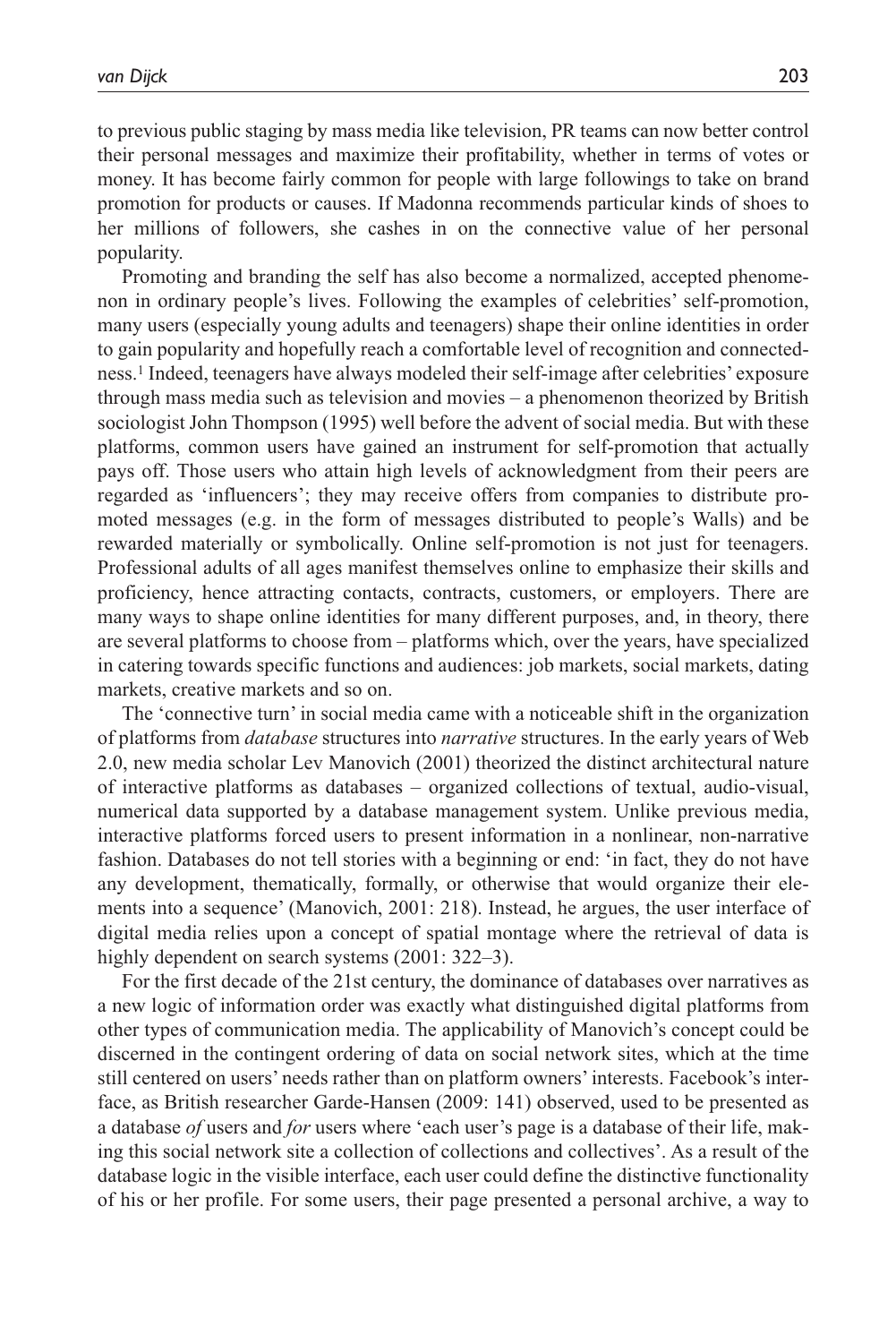to previous public staging by mass media like television, PR teams can now better control their personal messages and maximize their profitability, whether in terms of votes or money. It has become fairly common for people with large followings to take on brand promotion for products or causes. If Madonna recommends particular kinds of shoes to her millions of followers, she cashes in on the connective value of her personal popularity.

Promoting and branding the self has also become a normalized, accepted phenomenon in ordinary people's lives. Following the examples of celebrities' self-promotion, many users (especially young adults and teenagers) shape their online identities in order to gain popularity and hopefully reach a comfortable level of recognition and connectedness.[1] Indeed, teenagers have always modeled their self-image after celebrities' exposure through mass media such as television and movies – a phenomenon theorized by British sociologist John Thompson (1995) well before the advent of social media. But with these platforms, common users have gained an instrument for self-promotion that actually pays off. Those users who attain high levels of acknowledgment from their peers are regarded as 'influencers'; they may receive offers from companies to distribute promoted messages (e.g. in the form of messages distributed to people's Walls) and be rewarded materially or symbolically. Online self-promotion is not just for teenagers. Professional adults of all ages manifest themselves online to emphasize their skills and proficiency, hence attracting contacts, contracts, customers, or employers. There are many ways to shape online identities for many different purposes, and, in theory, there are several platforms to choose from – platforms which, over the years, have specialized in catering towards specific functions and audiences: job markets, social markets, dating markets, creative markets and so on.

The 'connective turn' in social media came with a noticeable shift in the organization of platforms from *database* structures into *narrative* structures. In the early years of Web 2.0, new media scholar Lev Manovich (2001) theorized the distinct architectural nature of interactive platforms as databases – organized collections of textual, audio-visual, numerical data supported by a database management system. Unlike previous media, interactive platforms forced users to present information in a nonlinear, non-narrative fashion. Databases do not tell stories with a beginning or end: 'in fact, they do not have any development, thematically, formally, or otherwise that would organize their elements into a sequence' (Manovich, 2001: 218). Instead, he argues, the user interface of digital media relies upon a concept of spatial montage where the retrieval of data is highly dependent on search systems (2001: 322–3).

For the first decade of the 21st century, the dominance of databases over narratives as a new logic of information order was exactly what distinguished digital platforms from other types of communication media. The applicability of Manovich's concept could be discerned in the contingent ordering of data on social network sites, which at the time still centered on users' needs rather than on platform owners' interests. Facebook's interface, as British researcher Garde-Hansen (2009: 141) observed, used to be presented as a database *of* users and *for* users where 'each user's page is a database of their life, making this social network site a collection of collections and collectives'. As a result of the database logic in the visible interface, each user could define the distinctive functionality of his or her profile. For some users, their page presented a personal archive, a way to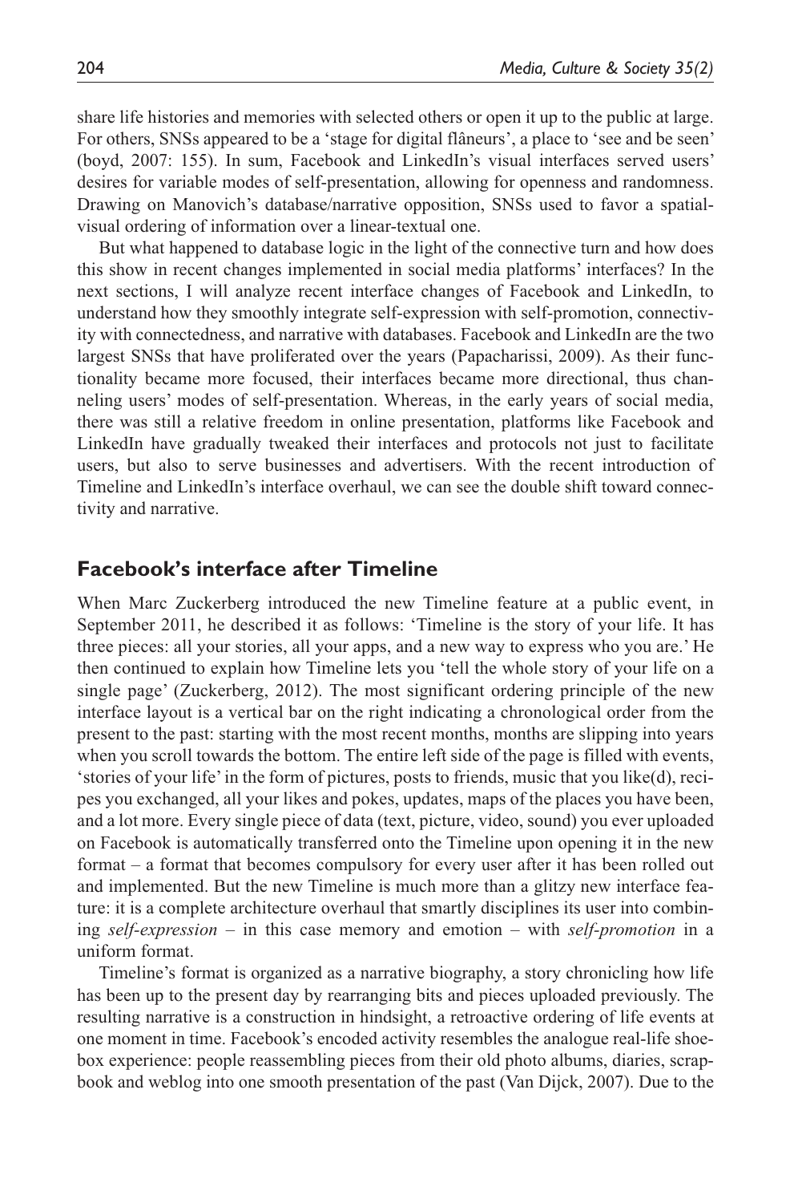share life histories and memories with selected others or open it up to the public at large. For others, SNSs appeared to be a 'stage for digital flâneurs', a place to 'see and be seen' (boyd, 2007: 155). In sum, Facebook and LinkedIn's visual interfaces served users' desires for variable modes of self-presentation, allowing for openness and randomness. Drawing on Manovich's database/narrative opposition, SNSs used to favor a spatial-visual ordering of information over a linear-textual one.

But what happened to database logic in the light of the connective turn and how does this show in recent changes implemented in social media platforms' interfaces? In the next sections, I will analyze recent interface changes of Facebook and LinkedIn, to understand how they smoothly integrate self-expression with self-promotion, connectivity with connectedness, and narrative with databases. Facebook and LinkedIn are the two largest SNSs that have proliferated over the years (Papacharissi, 2009). As their functionality became more focused, their interfaces became more directional, thus channeling users' modes of self-presentation. Whereas, in the early years of social media, there was still a relative freedom in online presentation, platforms like Facebook and LinkedIn have gradually tweaked their interfaces and protocols not just to facilitate users, but also to serve businesses and advertisers. With the recent introduction of Timeline and LinkedIn's interface overhaul, we can see the double shift toward connectivity and narrative.

## Facebook's interface after Timeline

When Marc Zuckerberg introduced the new Timeline feature at a public event, in September 2011, he described it as follows: 'Timeline is the story of your life. It has three pieces: all your stories, all your apps, and a new way to express who you are.' He then continued to explain how Timeline lets you 'tell the whole story of your life on a single page' (Zuckerberg, 2012). The most significant ordering principle of the new interface layout is a vertical bar on the right indicating a chronological order from the present to the past: starting with the most recent months, months are slipping into years when you scroll towards the bottom. The entire left side of the page is filled with events, 'stories of your life' in the form of pictures, posts to friends, music that you like(d), recipes you exchanged, all your likes and pokes, updates, maps of the places you have been, and a lot more. Every single piece of data (text, picture, video, sound) you ever uploaded on Facebook is automatically transferred onto the Timeline upon opening it in the new format – a format that becomes compulsory for every user after it has been rolled out and implemented. But the new Timeline is much more than a glitzy new interface feature: it is a complete architecture overhaul that smartly disciplines its user into combining *self-expression* – in this case memory and emotion – with *self-promotion* in a uniform format.

Timeline's format is organized as a narrative biography, a story chronicling how life has been up to the present day by rearranging bits and pieces uploaded previously. The resulting narrative is a construction in hindsight, a retroactive ordering of life events at one moment in time. Facebook's encoded activity resembles the analogue real-life shoebox experience: people reassembling pieces from their old photo albums, diaries, scrapbook and weblog into one smooth presentation of the past (Van Dijck, 2007). Due to the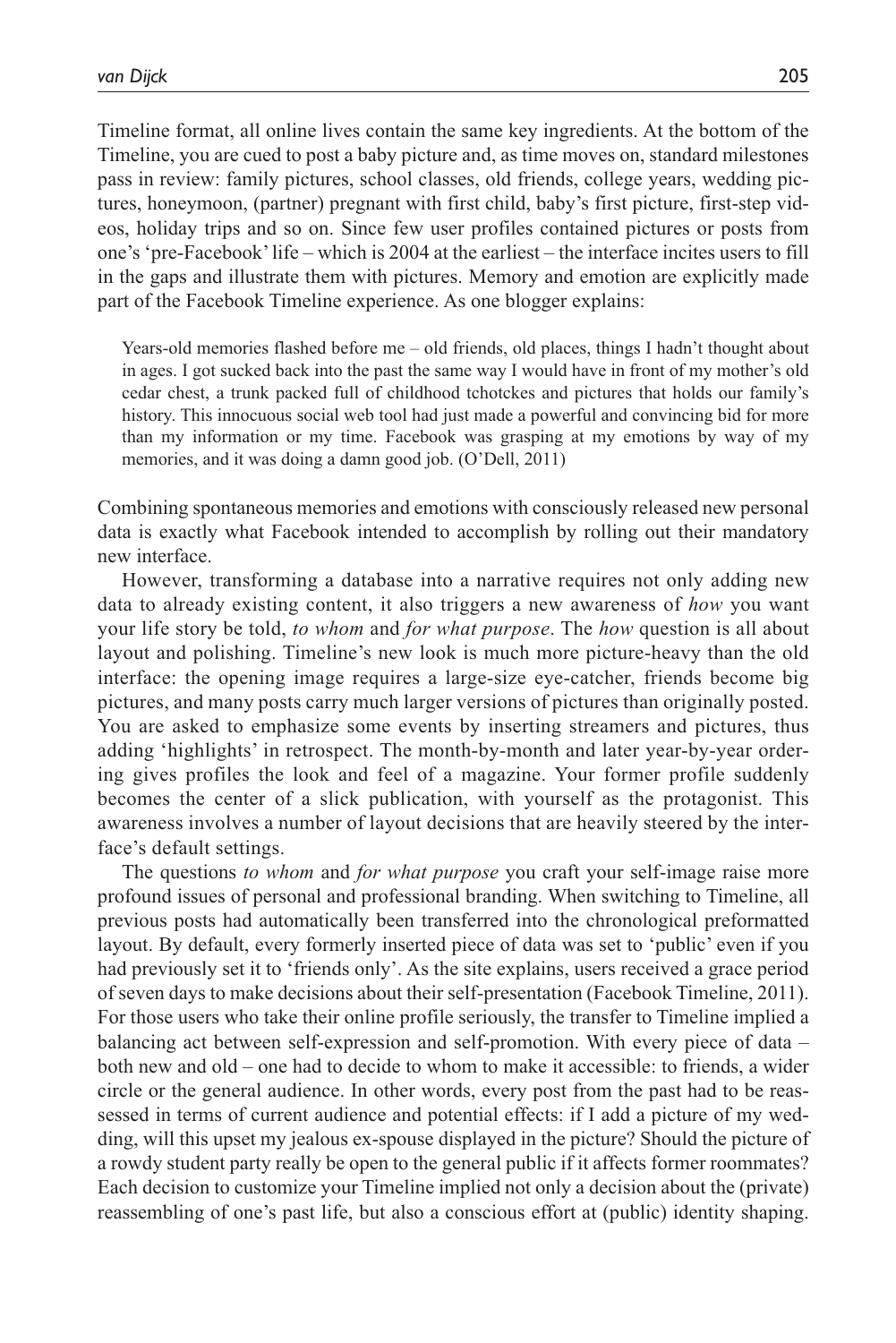Timeline format, all online lives contain the same key ingredients. At the bottom of the Timeline, you are cued to post a baby picture and, as time moves on, standard milestones pass in review: family pictures, school classes, old friends, college years, wedding pictures, honeymoon, (partner) pregnant with first child, baby's first picture, first-step videos, holiday trips and so on. Since few user profiles contained pictures or posts from one's 'pre-Facebook' life – which is 2004 at the earliest – the interface incites users to fill in the gaps and illustrate them with pictures. Memory and emotion are explicitly made part of the Facebook Timeline experience. As one blogger explains:

> Years-old memories flashed before me – old friends, old places, things I hadn't thought about in ages. I got sucked back into the past the same way I would have in front of my mother's old cedar chest, a trunk packed full of childhood tchotckes and pictures that holds our family's history. This innocuous social web tool had just made a powerful and convincing bid for more than my information or my time. Facebook was grasping at my emotions by way of my memories, and it was doing a damn good job. (O'Dell, 2011)

Combining spontaneous memories and emotions with consciously released new personal data is exactly what Facebook intended to accomplish by rolling out their mandatory new interface.

However, transforming a database into a narrative requires not only adding new data to already existing content, it also triggers a new awareness of *how* you want your life story be told, *to whom* and *for what purpose*. The *how* question is all about layout and polishing. Timeline's new look is much more picture-heavy than the old interface: the opening image requires a large-size eye-catcher, friends become big pictures, and many posts carry much larger versions of pictures than originally posted. You are asked to emphasize some events by inserting streamers and pictures, thus adding 'highlights' in retrospect. The month-by-month and later year-by-year ordering gives profiles the look and feel of a magazine. Your former profile suddenly becomes the center of a slick publication, with yourself as the protagonist. This awareness involves a number of layout decisions that are heavily steered by the interface's default settings.

The questions *to whom* and *for what purpose* you craft your self-image raise more profound issues of personal and professional branding. When switching to Timeline, all previous posts had automatically been transferred into the chronological preformatted layout. By default, every formerly inserted piece of data was set to 'public' even if you had previously set it to 'friends only'. As the site explains, users received a grace period of seven days to make decisions about their self-presentation (Facebook Timeline, 2011). For those users who take their online profile seriously, the transfer to Timeline implied a balancing act between self-expression and self-promotion. With every piece of data – both new and old – one had to decide to whom to make it accessible: to friends, a wider circle or the general audience. In other words, every post from the past had to be reassessed in terms of current audience and potential effects: if I add a picture of my wedding, will this upset my jealous ex-spouse displayed in the picture? Should the picture of a rowdy student party really be open to the general public if it affects former roommates? Each decision to customize your Timeline implied not only a decision about the (private) reassembling of one's past life, but also a conscious effort at (public) identity shaping.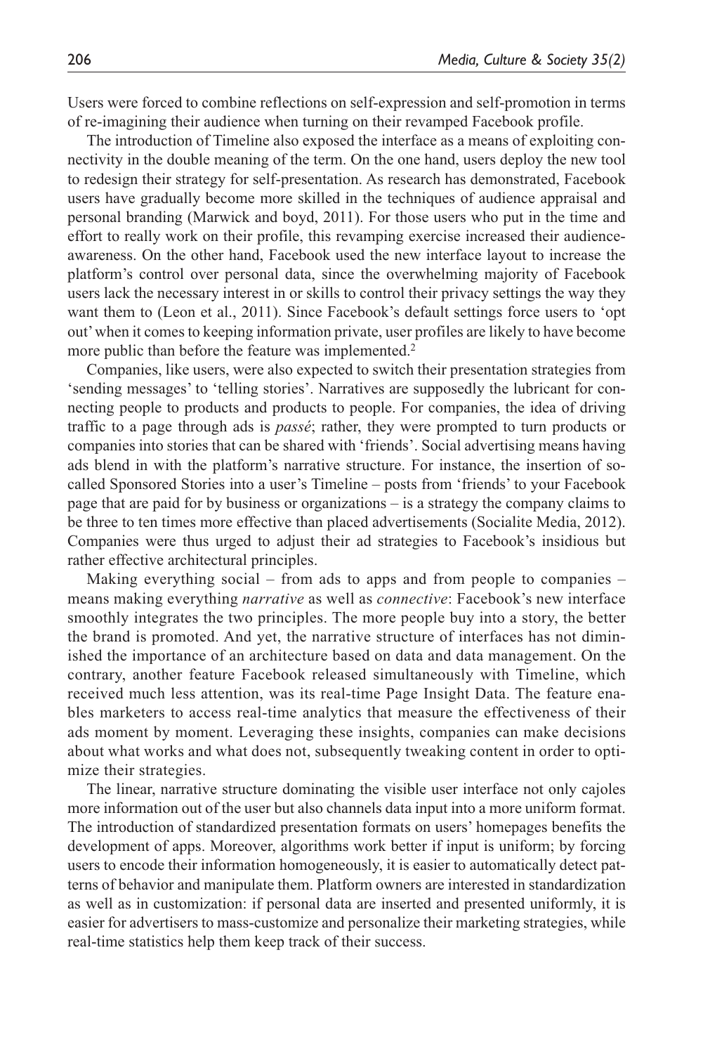Users were forced to combine reflections on self-expression and self-promotion in terms of re-imagining their audience when turning on their revamped Facebook profile.

The introduction of Timeline also exposed the interface as a means of exploiting connectivity in the double meaning of the term. On the one hand, users deploy the new tool to redesign their strategy for self-presentation. As research has demonstrated, Facebook users have gradually become more skilled in the techniques of audience appraisal and personal branding (Marwick and boyd, 2011). For those users who put in the time and effort to really work on their profile, this revamping exercise increased their audience-awareness. On the other hand, Facebook used the new interface layout to increase the platform's control over personal data, since the overwhelming majority of Facebook users lack the necessary interest in or skills to control their privacy settings the way they want them to (Leon et al., 2011). Since Facebook's default settings force users to 'opt out' when it comes to keeping information private, user profiles are likely to have become more public than before the feature was implemented.[2]

Companies, like users, were also expected to switch their presentation strategies from 'sending messages' to 'telling stories'. Narratives are supposedly the lubricant for connecting people to products and products to people. For companies, the idea of driving traffic to a page through ads is *passé*; rather, they were prompted to turn products or companies into stories that can be shared with 'friends'. Social advertising means having ads blend in with the platform's narrative structure. For instance, the insertion of so-called Sponsored Stories into a user's Timeline – posts from 'friends' to your Facebook page that are paid for by business or organizations – is a strategy the company claims to be three to ten times more effective than placed advertisements (Socialite Media, 2012). Companies were thus urged to adjust their ad strategies to Facebook's insidious but rather effective architectural principles.

Making everything social – from ads to apps and from people to companies – means making everything *narrative* as well as *connective*: Facebook's new interface smoothly integrates the two principles. The more people buy into a story, the better the brand is promoted. And yet, the narrative structure of interfaces has not diminished the importance of an architecture based on data and data management. On the contrary, another feature Facebook released simultaneously with Timeline, which received much less attention, was its real-time Page Insight Data. The feature enables marketers to access real-time analytics that measure the effectiveness of their ads moment by moment. Leveraging these insights, companies can make decisions about what works and what does not, subsequently tweaking content in order to optimize their strategies.

The linear, narrative structure dominating the visible user interface not only cajoles more information out of the user but also channels data input into a more uniform format. The introduction of standardized presentation formats on users' homepages benefits the development of apps. Moreover, algorithms work better if input is uniform; by forcing users to encode their information homogeneously, it is easier to automatically detect patterns of behavior and manipulate them. Platform owners are interested in standardization as well as in customization: if personal data are inserted and presented uniformly, it is easier for advertisers to mass-customize and personalize their marketing strategies, while real-time statistics help them keep track of their success.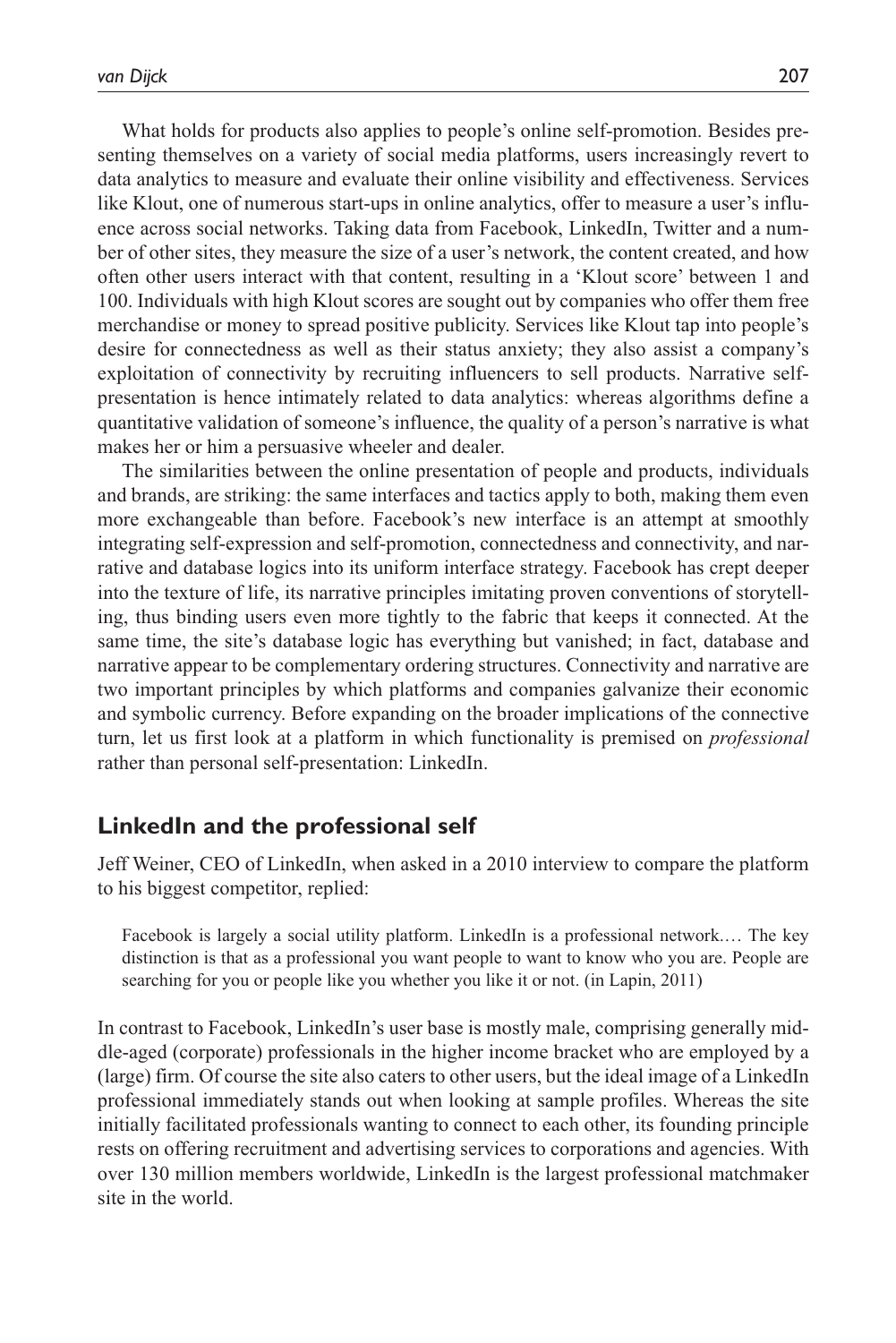What holds for products also applies to people's online self-promotion. Besides presenting themselves on a variety of social media platforms, users increasingly revert to data analytics to measure and evaluate their online visibility and effectiveness. Services like Klout, one of numerous start-ups in online analytics, offer to measure a user's influence across social networks. Taking data from Facebook, LinkedIn, Twitter and a number of other sites, they measure the size of a user's network, the content created, and how often other users interact with that content, resulting in a 'Klout score' between 1 and 100. Individuals with high Klout scores are sought out by companies who offer them free merchandise or money to spread positive publicity. Services like Klout tap into people's desire for connectedness as well as their status anxiety; they also assist a company's exploitation of connectivity by recruiting influencers to sell products. Narrative self-presentation is hence intimately related to data analytics: whereas algorithms define a quantitative validation of someone's influence, the quality of a person's narrative is what makes her or him a persuasive wheeler and dealer.

The similarities between the online presentation of people and products, individuals and brands, are striking: the same interfaces and tactics apply to both, making them even more exchangeable than before. Facebook's new interface is an attempt at smoothly integrating self-expression and self-promotion, connectedness and connectivity, and narrative and database logics into its uniform interface strategy. Facebook has crept deeper into the texture of life, its narrative principles imitating proven conventions of storytelling, thus binding users even more tightly to the fabric that keeps it connected. At the same time, the site's database logic has everything but vanished; in fact, database and narrative appear to be complementary ordering structures. Connectivity and narrative are two important principles by which platforms and companies galvanize their economic and symbolic currency. Before expanding on the broader implications of the connective turn, let us first look at a platform in which functionality is premised on *professional* rather than personal self-presentation: LinkedIn.

## LinkedIn and the professional self

Jeff Weiner, CEO of LinkedIn, when asked in a 2010 interview to compare the platform to his biggest competitor, replied:

> Facebook is largely a social utility platform. LinkedIn is a professional network.… The key distinction is that as a professional you want people to want to know who you are. People are searching for you or people like you whether you like it or not. (in Lapin, 2011)

In contrast to Facebook, LinkedIn's user base is mostly male, comprising generally middle-aged (corporate) professionals in the higher income bracket who are employed by a (large) firm. Of course the site also caters to other users, but the ideal image of a LinkedIn professional immediately stands out when looking at sample profiles. Whereas the site initially facilitated professionals wanting to connect to each other, its founding principle rests on offering recruitment and advertising services to corporations and agencies. With over 130 million members worldwide, LinkedIn is the largest professional matchmaker site in the world.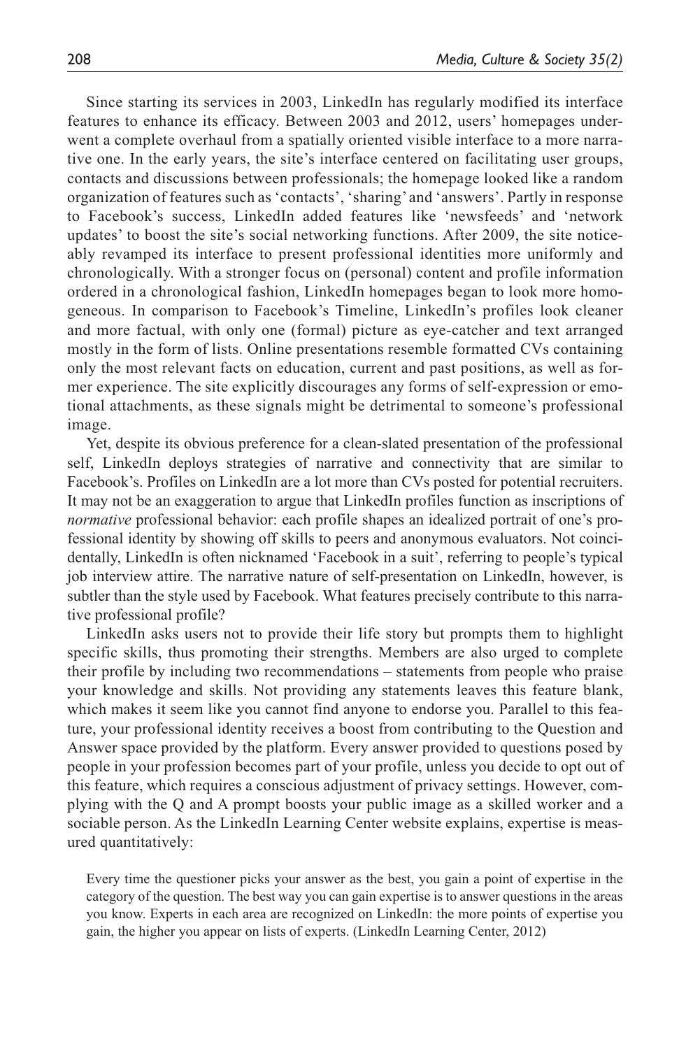Since starting its services in 2003, LinkedIn has regularly modified its interface features to enhance its efficacy. Between 2003 and 2012, users' homepages underwent a complete overhaul from a spatially oriented visible interface to a more narrative one. In the early years, the site's interface centered on facilitating user groups, contacts and discussions between professionals; the homepage looked like a random organization of features such as 'contacts', 'sharing' and 'answers'. Partly in response to Facebook's success, LinkedIn added features like 'newsfeeds' and 'network updates' to boost the site's social networking functions. After 2009, the site noticeably revamped its interface to present professional identities more uniformly and chronologically. With a stronger focus on (personal) content and profile information ordered in a chronological fashion, LinkedIn homepages began to look more homogeneous. In comparison to Facebook's Timeline, LinkedIn's profiles look cleaner and more factual, with only one (formal) picture as eye-catcher and text arranged mostly in the form of lists. Online presentations resemble formatted CVs containing only the most relevant facts on education, current and past positions, as well as former experience. The site explicitly discourages any forms of self-expression or emotional attachments, as these signals might be detrimental to someone's professional image.

Yet, despite its obvious preference for a clean-slated presentation of the professional self, LinkedIn deploys strategies of narrative and connectivity that are similar to Facebook's. Profiles on LinkedIn are a lot more than CVs posted for potential recruiters. It may not be an exaggeration to argue that LinkedIn profiles function as inscriptions of *normative* professional behavior: each profile shapes an idealized portrait of one's professional identity by showing off skills to peers and anonymous evaluators. Not coincidentally, LinkedIn is often nicknamed 'Facebook in a suit', referring to people's typical job interview attire. The narrative nature of self-presentation on LinkedIn, however, is subtler than the style used by Facebook. What features precisely contribute to this narrative professional profile?

LinkedIn asks users not to provide their life story but prompts them to highlight specific skills, thus promoting their strengths. Members are also urged to complete their profile by including two recommendations – statements from people who praise your knowledge and skills. Not providing any statements leaves this feature blank, which makes it seem like you cannot find anyone to endorse you. Parallel to this feature, your professional identity receives a boost from contributing to the Question and Answer space provided by the platform. Every answer provided to questions posed by people in your profession becomes part of your profile, unless you decide to opt out of this feature, which requires a conscious adjustment of privacy settings. However, complying with the Q and A prompt boosts your public image as a skilled worker and a sociable person. As the LinkedIn Learning Center website explains, expertise is measured quantitatively:

> Every time the questioner picks your answer as the best, you gain a point of expertise in the category of the question. The best way you can gain expertise is to answer questions in the areas you know. Experts in each area are recognized on LinkedIn: the more points of expertise you gain, the higher you appear on lists of experts. (LinkedIn Learning Center, 2012)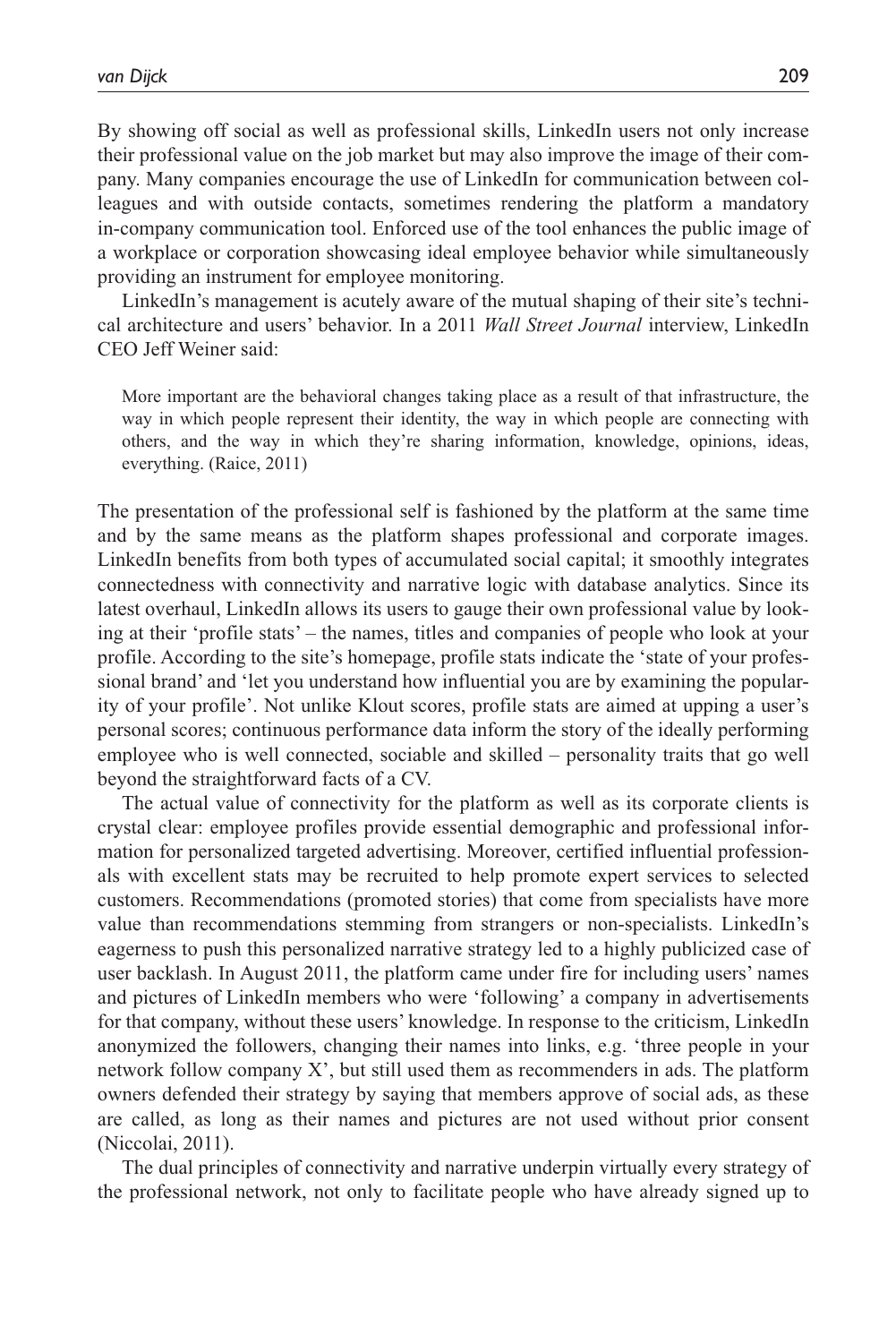By showing off social as well as professional skills, LinkedIn users not only increase their professional value on the job market but may also improve the image of their company. Many companies encourage the use of LinkedIn for communication between colleagues and with outside contacts, sometimes rendering the platform a mandatory in-company communication tool. Enforced use of the tool enhances the public image of a workplace or corporation showcasing ideal employee behavior while simultaneously providing an instrument for employee monitoring.

LinkedIn's management is acutely aware of the mutual shaping of their site's technical architecture and users' behavior. In a 2011 *Wall Street Journal* interview, LinkedIn CEO Jeff Weiner said:

> More important are the behavioral changes taking place as a result of that infrastructure, the way in which people represent their identity, the way in which people are connecting with others, and the way in which they're sharing information, knowledge, opinions, ideas, everything. (Raice, 2011)

The presentation of the professional self is fashioned by the platform at the same time and by the same means as the platform shapes professional and corporate images. LinkedIn benefits from both types of accumulated social capital; it smoothly integrates connectedness with connectivity and narrative logic with database analytics. Since its latest overhaul, LinkedIn allows its users to gauge their own professional value by looking at their 'profile stats' – the names, titles and companies of people who look at your profile. According to the site's homepage, profile stats indicate the 'state of your professional brand' and 'let you understand how influential you are by examining the popularity of your profile'. Not unlike Klout scores, profile stats are aimed at upping a user's personal scores; continuous performance data inform the story of the ideally performing employee who is well connected, sociable and skilled – personality traits that go well beyond the straightforward facts of a CV.

The actual value of connectivity for the platform as well as its corporate clients is crystal clear: employee profiles provide essential demographic and professional information for personalized targeted advertising. Moreover, certified influential professionals with excellent stats may be recruited to help promote expert services to selected customers. Recommendations (promoted stories) that come from specialists have more value than recommendations stemming from strangers or non-specialists. LinkedIn's eagerness to push this personalized narrative strategy led to a highly publicized case of user backlash. In August 2011, the platform came under fire for including users' names and pictures of LinkedIn members who were 'following' a company in advertisements for that company, without these users' knowledge. In response to the criticism, LinkedIn anonymized the followers, changing their names into links, e.g. 'three people in your network follow company X', but still used them as recommenders in ads. The platform owners defended their strategy by saying that members approve of social ads, as these are called, as long as their names and pictures are not used without prior consent (Niccolai, 2011).

The dual principles of connectivity and narrative underpin virtually every strategy of the professional network, not only to facilitate people who have already signed up to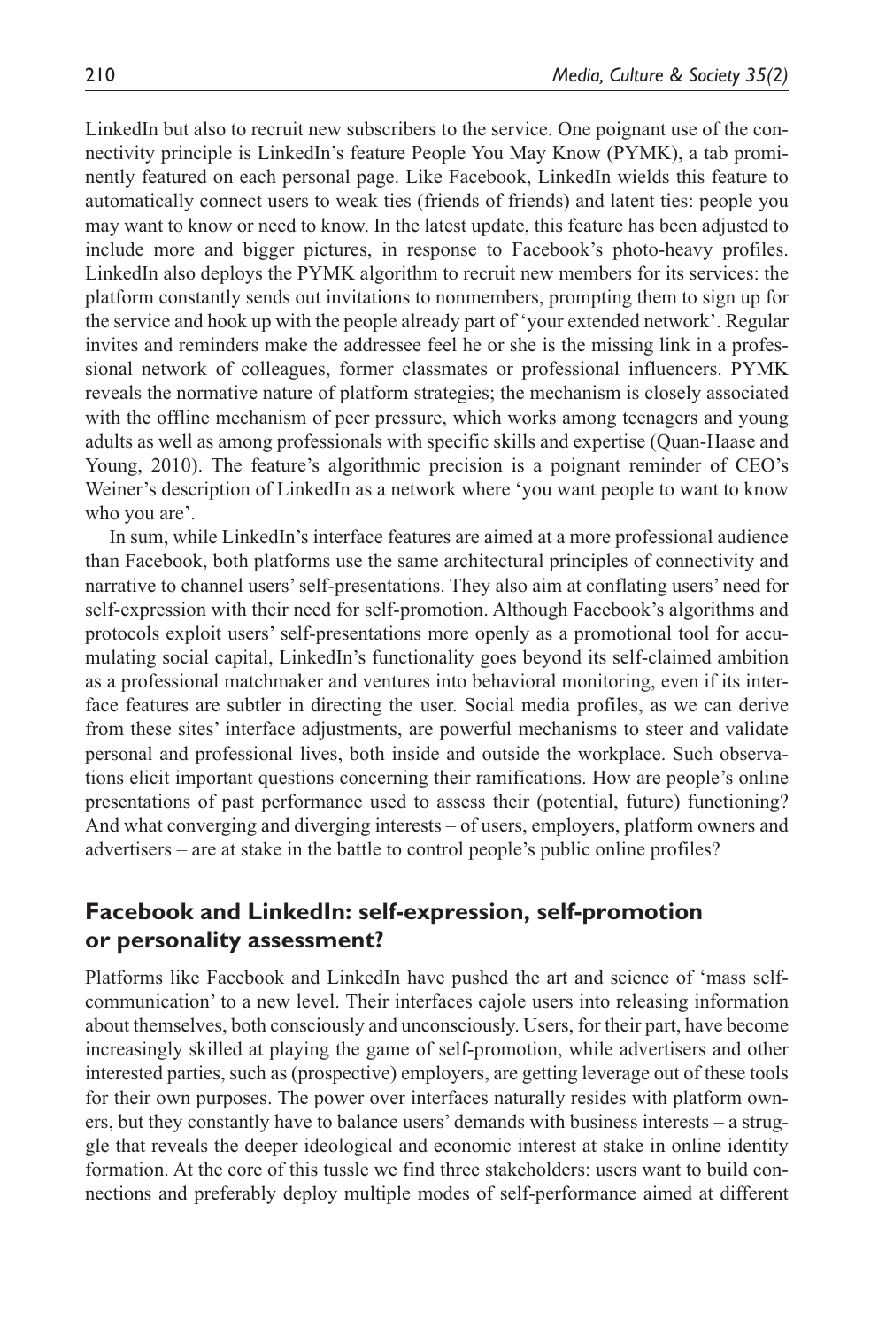LinkedIn but also to recruit new subscribers to the service. One poignant use of the connectivity principle is LinkedIn's feature People You May Know (PYMK), a tab prominently featured on each personal page. Like Facebook, LinkedIn wields this feature to automatically connect users to weak ties (friends of friends) and latent ties: people you may want to know or need to know. In the latest update, this feature has been adjusted to include more and bigger pictures, in response to Facebook's photo-heavy profiles. LinkedIn also deploys the PYMK algorithm to recruit new members for its services: the platform constantly sends out invitations to nonmembers, prompting them to sign up for the service and hook up with the people already part of 'your extended network'. Regular invites and reminders make the addressee feel he or she is the missing link in a professional network of colleagues, former classmates or professional influencers. PYMK reveals the normative nature of platform strategies; the mechanism is closely associated with the offline mechanism of peer pressure, which works among teenagers and young adults as well as among professionals with specific skills and expertise (Quan-Haase and Young, 2010). The feature's algorithmic precision is a poignant reminder of CEO's Weiner's description of LinkedIn as a network where 'you want people to want to know who you are'.

In sum, while LinkedIn's interface features are aimed at a more professional audience than Facebook, both platforms use the same architectural principles of connectivity and narrative to channel users' self-presentations. They also aim at conflating users' need for self-expression with their need for self-promotion. Although Facebook's algorithms and protocols exploit users' self-presentations more openly as a promotional tool for accumulating social capital, LinkedIn's functionality goes beyond its self-claimed ambition as a professional matchmaker and ventures into behavioral monitoring, even if its interface features are subtler in directing the user. Social media profiles, as we can derive from these sites' interface adjustments, are powerful mechanisms to steer and validate personal and professional lives, both inside and outside the workplace. Such observations elicit important questions concerning their ramifications. How are people's online presentations of past performance used to assess their (potential, future) functioning? And what converging and diverging interests – of users, employers, platform owners and advertisers – are at stake in the battle to control people's public online profiles?

## Facebook and LinkedIn: self-expression, self-promotion or personality assessment?

Platforms like Facebook and LinkedIn have pushed the art and science of 'mass self-communication' to a new level. Their interfaces cajole users into releasing information about themselves, both consciously and unconsciously. Users, for their part, have become increasingly skilled at playing the game of self-promotion, while advertisers and other interested parties, such as (prospective) employers, are getting leverage out of these tools for their own purposes. The power over interfaces naturally resides with platform owners, but they constantly have to balance users' demands with business interests – a struggle that reveals the deeper ideological and economic interest at stake in online identity formation. At the core of this tussle we find three stakeholders: users want to build connections and preferably deploy multiple modes of self-performance aimed at different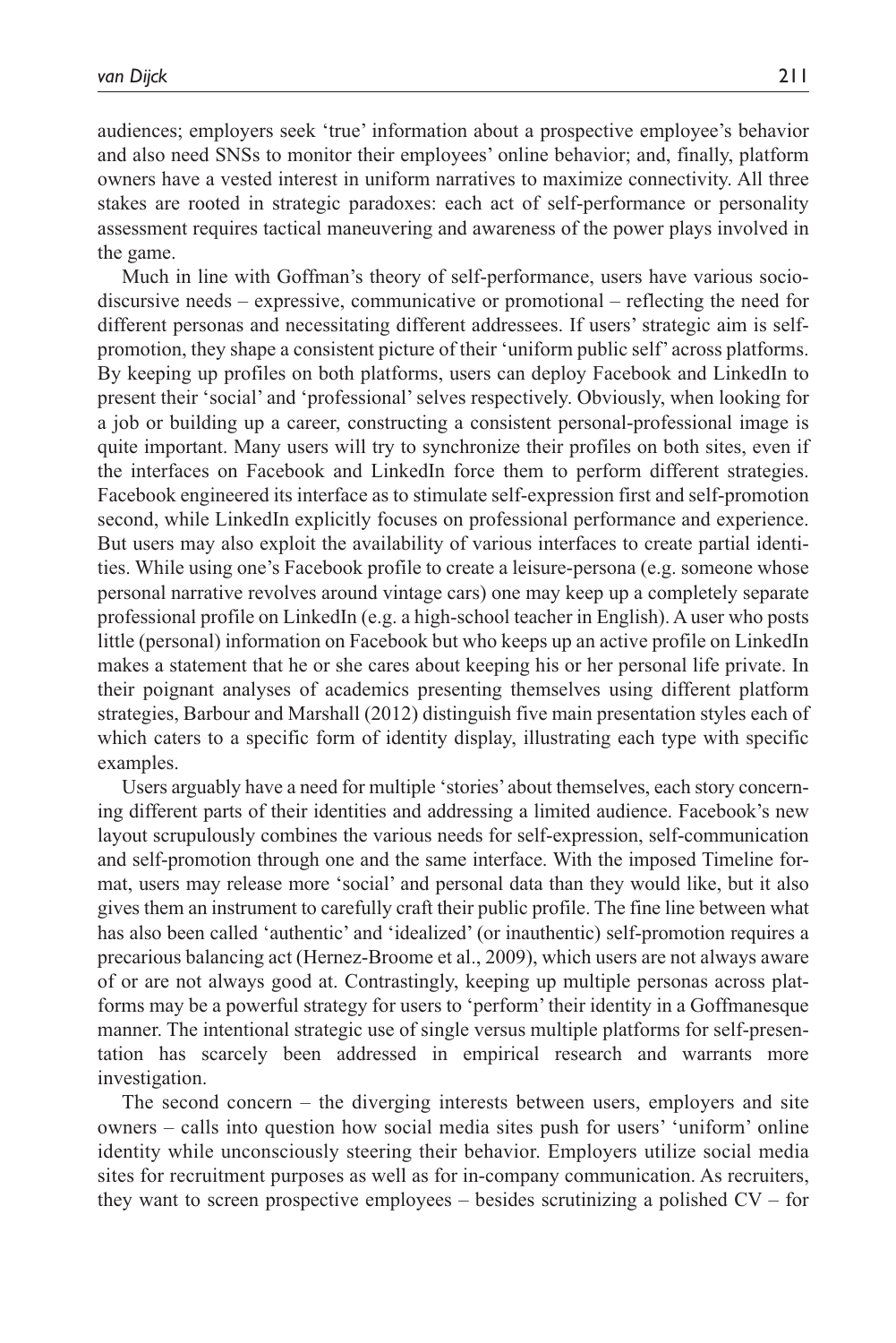audiences; employers seek 'true' information about a prospective employee's behavior and also need SNSs to monitor their employees' online behavior; and, finally, platform owners have a vested interest in uniform narratives to maximize connectivity. All three stakes are rooted in strategic paradoxes: each act of self-performance or personality assessment requires tactical maneuvering and awareness of the power plays involved in the game.

Much in line with Goffman's theory of self-performance, users have various socio-discursive needs – expressive, communicative or promotional – reflecting the need for different personas and necessitating different addressees. If users' strategic aim is self-promotion, they shape a consistent picture of their 'uniform public self' across platforms. By keeping up profiles on both platforms, users can deploy Facebook and LinkedIn to present their 'social' and 'professional' selves respectively. Obviously, when looking for a job or building up a career, constructing a consistent personal-professional image is quite important. Many users will try to synchronize their profiles on both sites, even if the interfaces on Facebook and LinkedIn force them to perform different strategies. Facebook engineered its interface as to stimulate self-expression first and self-promotion second, while LinkedIn explicitly focuses on professional performance and experience. But users may also exploit the availability of various interfaces to create partial identities. While using one's Facebook profile to create a leisure-persona (e.g. someone whose personal narrative revolves around vintage cars) one may keep up a completely separate professional profile on LinkedIn (e.g. a high-school teacher in English). A user who posts little (personal) information on Facebook but who keeps up an active profile on LinkedIn makes a statement that he or she cares about keeping his or her personal life private. In their poignant analyses of academics presenting themselves using different platform strategies, Barbour and Marshall (2012) distinguish five main presentation styles each of which caters to a specific form of identity display, illustrating each type with specific examples.

Users arguably have a need for multiple 'stories' about themselves, each story concerning different parts of their identities and addressing a limited audience. Facebook's new layout scrupulously combines the various needs for self-expression, self-communication and self-promotion through one and the same interface. With the imposed Timeline format, users may release more 'social' and personal data than they would like, but it also gives them an instrument to carefully craft their public profile. The fine line between what has also been called 'authentic' and 'idealized' (or inauthentic) self-promotion requires a precarious balancing act (Hernez-Broome et al., 2009), which users are not always aware of or are not always good at. Contrastingly, keeping up multiple personas across platforms may be a powerful strategy for users to 'perform' their identity in a Goffmanesque manner. The intentional strategic use of single versus multiple platforms for self-presentation has scarcely been addressed in empirical research and warrants more investigation.

The second concern – the diverging interests between users, employers and site owners – calls into question how social media sites push for users' 'uniform' online identity while unconsciously steering their behavior. Employers utilize social media sites for recruitment purposes as well as for in-company communication. As recruiters, they want to screen prospective employees – besides scrutinizing a polished CV – for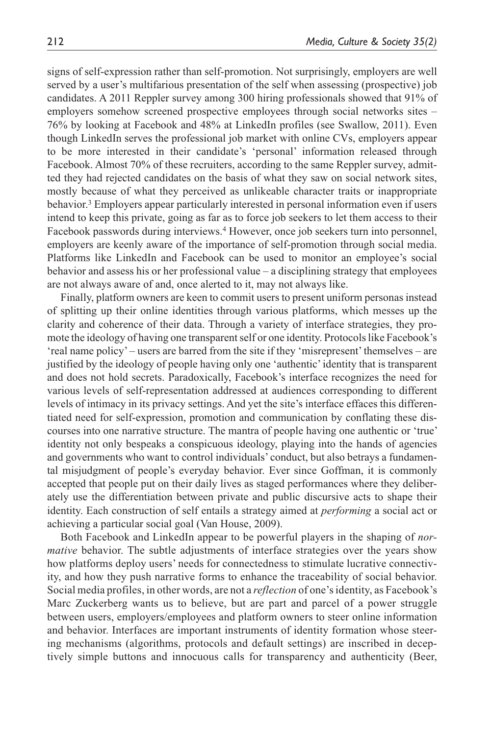signs of self-expression rather than self-promotion. Not surprisingly, employers are well served by a user's multifarious presentation of the self when assessing (prospective) job candidates. A 2011 Reppler survey among 300 hiring professionals showed that 91% of employers somehow screened prospective employees through social networks sites – 76% by looking at Facebook and 48% at LinkedIn profiles (see Swallow, 2011). Even though LinkedIn serves the professional job market with online CVs, employers appear to be more interested in their candidate's 'personal' information released through Facebook. Almost 70% of these recruiters, according to the same Reppler survey, admitted they had rejected candidates on the basis of what they saw on social network sites, mostly because of what they perceived as unlikeable character traits or inappropriate behavior.[3] Employers appear particularly interested in personal information even if users intend to keep this private, going as far as to force job seekers to let them access to their Facebook passwords during interviews.[4] However, once job seekers turn into personnel, employers are keenly aware of the importance of self-promotion through social media. Platforms like LinkedIn and Facebook can be used to monitor an employee's social behavior and assess his or her professional value – a disciplining strategy that employees are not always aware of and, once alerted to it, may not always like.

Finally, platform owners are keen to commit users to present uniform personas instead of splitting up their online identities through various platforms, which messes up the clarity and coherence of their data. Through a variety of interface strategies, they promote the ideology of having one transparent self or one identity. Protocols like Facebook's 'real name policy' – users are barred from the site if they 'misrepresent' themselves – are justified by the ideology of people having only one 'authentic' identity that is transparent and does not hold secrets. Paradoxically, Facebook's interface recognizes the need for various levels of self-representation addressed at audiences corresponding to different levels of intimacy in its privacy settings. And yet the site's interface effaces this differentiated need for self-expression, promotion and communication by conflating these discourses into one narrative structure. The mantra of people having one authentic or 'true' identity not only bespeaks a conspicuous ideology, playing into the hands of agencies and governments who want to control individuals' conduct, but also betrays a fundamental misjudgment of people's everyday behavior. Ever since Goffman, it is commonly accepted that people put on their daily lives as staged performances where they deliberately use the differentiation between private and public discursive acts to shape their identity. Each construction of self entails a strategy aimed at *performing* a social act or achieving a particular social goal (Van House, 2009).

Both Facebook and LinkedIn appear to be powerful players in the shaping of *normative* behavior. The subtle adjustments of interface strategies over the years show how platforms deploy users' needs for connectedness to stimulate lucrative connectivity, and how they push narrative forms to enhance the traceability of social behavior. Social media profiles, in other words, are not a *reflection* of one's identity, as Facebook's Marc Zuckerberg wants us to believe, but are part and parcel of a power struggle between users, employers/employees and platform owners to steer online information and behavior. Interfaces are important instruments of identity formation whose steering mechanisms (algorithms, protocols and default settings) are inscribed in deceptively simple buttons and innocuous calls for transparency and authenticity (Beer,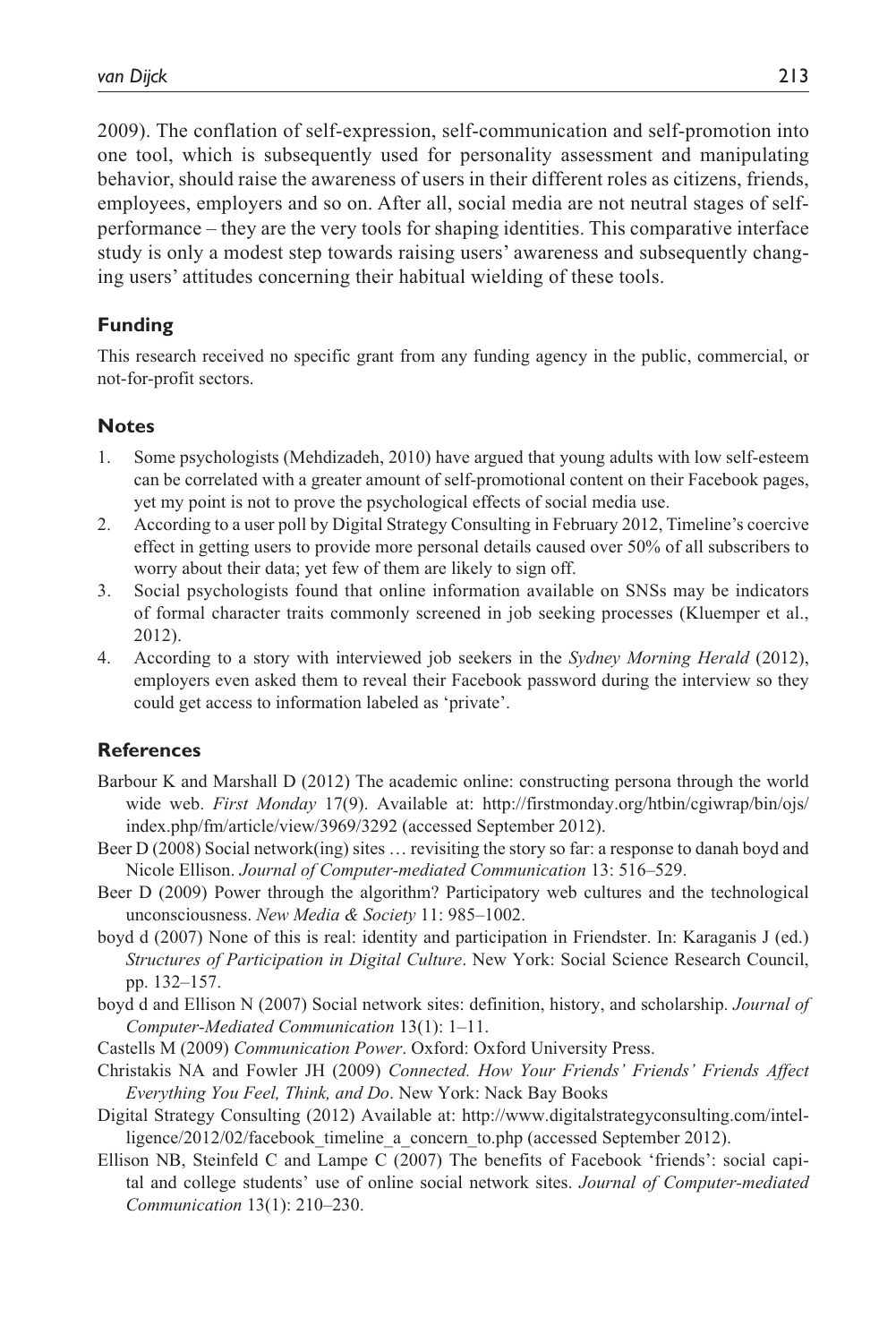2009). The conflation of self-expression, self-communication and self-promotion into one tool, which is subsequently used for personality assessment and manipulating behavior, should raise the awareness of users in their different roles as citizens, friends, employees, employers and so on. After all, social media are not neutral stages of self-performance – they are the very tools for shaping identities. This comparative interface study is only a modest step towards raising users' awareness and subsequently changing users' attitudes concerning their habitual wielding of these tools.

## Funding

This research received no specific grant from any funding agency in the public, commercial, or not-for-profit sectors.

## Notes

1. Some psychologists (Mehdizadeh, 2010) have argued that young adults with low self-esteem can be correlated with a greater amount of self-promotional content on their Facebook pages, yet my point is not to prove the psychological effects of social media use.
2. According to a user poll by Digital Strategy Consulting in February 2012, Timeline's coercive effect in getting users to provide more personal details caused over 50% of all subscribers to worry about their data; yet few of them are likely to sign off.
3. Social psychologists found that online information available on SNSs may be indicators of formal character traits commonly screened in job seeking processes (Kluemper et al., 2012).
4. According to a story with interviewed job seekers in the *Sydney Morning Herald* (2012), employers even asked them to reveal their Facebook password during the interview so they could get access to information labeled as 'private'.

## References

Barbour K and Marshall D (2012) The academic online: constructing persona through the world wide web. *First Monday* 17(9). Available at: http://firstmonday.org/htbin/cgiwrap/bin/ojs/index.php/fm/article/view/3969/3292 (accessed September 2012).

Beer D (2008) Social network(ing) sites … revisiting the story so far: a response to danah boyd and Nicole Ellison. *Journal of Computer-mediated Communication* 13: 516–529.

Beer D (2009) Power through the algorithm? Participatory web cultures and the technological unconsciousness. *New Media & Society* 11: 985–1002.

boyd d (2007) None of this is real: identity and participation in Friendster. In: Karaganis J (ed.) *Structures of Participation in Digital Culture*. New York: Social Science Research Council, pp. 132–157.

boyd d and Ellison N (2007) Social network sites: definition, history, and scholarship. *Journal of Computer-Mediated Communication* 13(1): 1–11.

Castells M (2009) *Communication Power*. Oxford: Oxford University Press.

Christakis NA and Fowler JH (2009) *Connected. How Your Friends' Friends' Friends Affect Everything You Feel, Think, and Do*. New York: Nack Bay Books

Digital Strategy Consulting (2012) Available at: http://www.digitalstrategyconsulting.com/intelligence/2012/02/facebook_timeline_a_concern_to.php (accessed September 2012).

Ellison NB, Steinfeld C and Lampe C (2007) The benefits of Facebook 'friends': social capital and college students' use of online social network sites. *Journal of Computer-mediated Communication* 13(1): 210–230.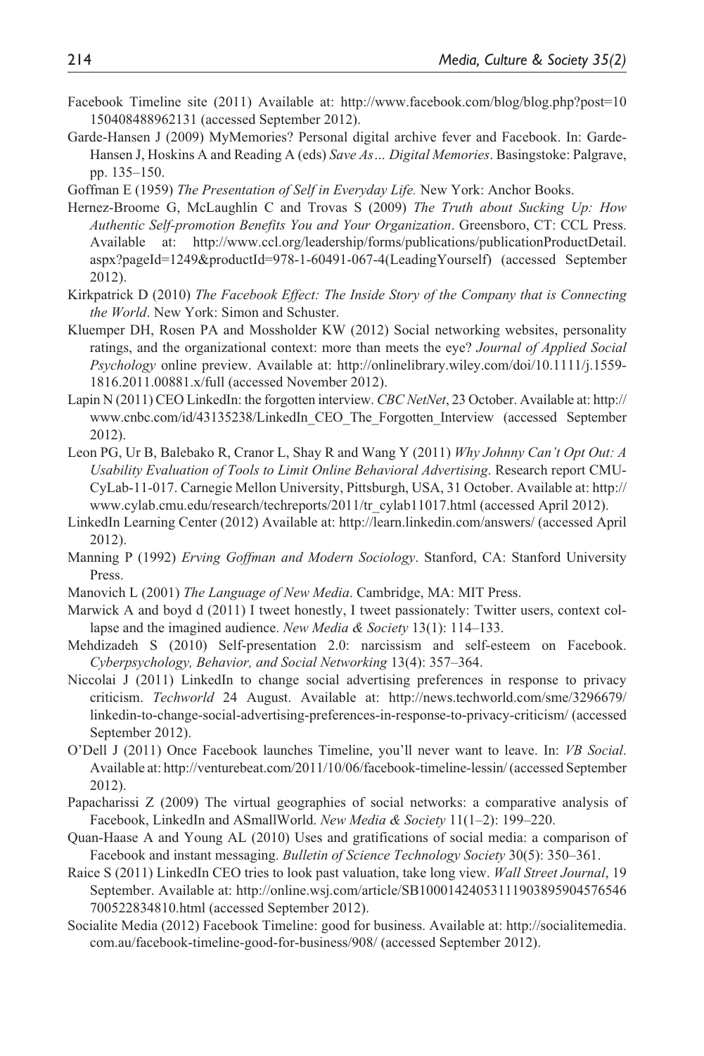Facebook Timeline site (2011) Available at: http://www.facebook.com/blog/blog.php?post=10150408488962131 (accessed September 2012).

Garde-Hansen J (2009) MyMemories? Personal digital archive fever and Facebook. In: Garde-Hansen J, Hoskins A and Reading A (eds) *Save As… Digital Memories*. Basingstoke: Palgrave, pp. 135–150.

Goffman E (1959) *The Presentation of Self in Everyday Life.* New York: Anchor Books.

Hernez-Broome G, McLaughlin C and Trovas S (2009) *The Truth about Sucking Up: How Authentic Self-promotion Benefits You and Your Organization*. Greensboro, CT: CCL Press. Available at: http://www.ccl.org/leadership/forms/publications/publicationProductDetail.aspx?pageId=1249&productId=978-1-60491-067-4(LeadingYourself) (accessed September 2012).

Kirkpatrick D (2010) *The Facebook Effect: The Inside Story of the Company that is Connecting the World*. New York: Simon and Schuster.

Kluemper DH, Rosen PA and Mossholder KW (2012) Social networking websites, personality ratings, and the organizational context: more than meets the eye? *Journal of Applied Social Psychology* online preview. Available at: http://onlinelibrary.wiley.com/doi/10.1111/j.1559-1816.2011.00881.x/full (accessed November 2012).

Lapin N (2011) CEO LinkedIn: the forgotten interview. *CBC NetNet*, 23 October. Available at: http://www.cnbc.com/id/43135238/LinkedIn_CEO_The_Forgotten_Interview (accessed September 2012).

Leon PG, Ur B, Balebako R, Cranor L, Shay R and Wang Y (2011) *Why Johnny Can't Opt Out: A Usability Evaluation of Tools to Limit Online Behavioral Advertising*. Research report CMU-CyLab-11-017. Carnegie Mellon University, Pittsburgh, USA, 31 October. Available at: http://www.cylab.cmu.edu/research/techreports/2011/tr_cylab11017.html (accessed April 2012).

LinkedIn Learning Center (2012) Available at: http://learn.linkedin.com/answers/ (accessed April 2012).

Manning P (1992) *Erving Goffman and Modern Sociology*. Stanford, CA: Stanford University Press.

Manovich L (2001) *The Language of New Media*. Cambridge, MA: MIT Press.

Marwick A and boyd d (2011) I tweet honestly, I tweet passionately: Twitter users, context collapse and the imagined audience. *New Media & Society* 13(1): 114–133.

Mehdizadeh S (2010) Self-presentation 2.0: narcissism and self-esteem on Facebook. *Cyberpsychology, Behavior, and Social Networking* 13(4): 357–364.

Niccolai J (2011) LinkedIn to change social advertising preferences in response to privacy criticism. *Techworld* 24 August. Available at: http://news.techworld.com/sme/3296679/linkedin-to-change-social-advertising-preferences-in-response-to-privacy-criticism/ (accessed September 2012).

O'Dell J (2011) Once Facebook launches Timeline, you'll never want to leave. In: *VB Social*. Available at: http://venturebeat.com/2011/10/06/facebook-timeline-lessin/ (accessed September 2012).

Papacharissi Z (2009) The virtual geographies of social networks: a comparative analysis of Facebook, LinkedIn and ASmallWorld. *New Media & Society* 11(1–2): 199–220.

Quan-Haase A and Young AL (2010) Uses and gratifications of social media: a comparison of Facebook and instant messaging. *Bulletin of Science Technology Society* 30(5): 350–361.

Raice S (2011) LinkedIn CEO tries to look past valuation, take long view. *Wall Street Journal*, 19 September. Available at: http://online.wsj.com/article/SB10001424053111903895904576546700522834810.html (accessed September 2012).

Socialite Media (2012) Facebook Timeline: good for business. Available at: http://socialitemedia.com.au/facebook-timeline-good-for-business/908/ (accessed September 2012).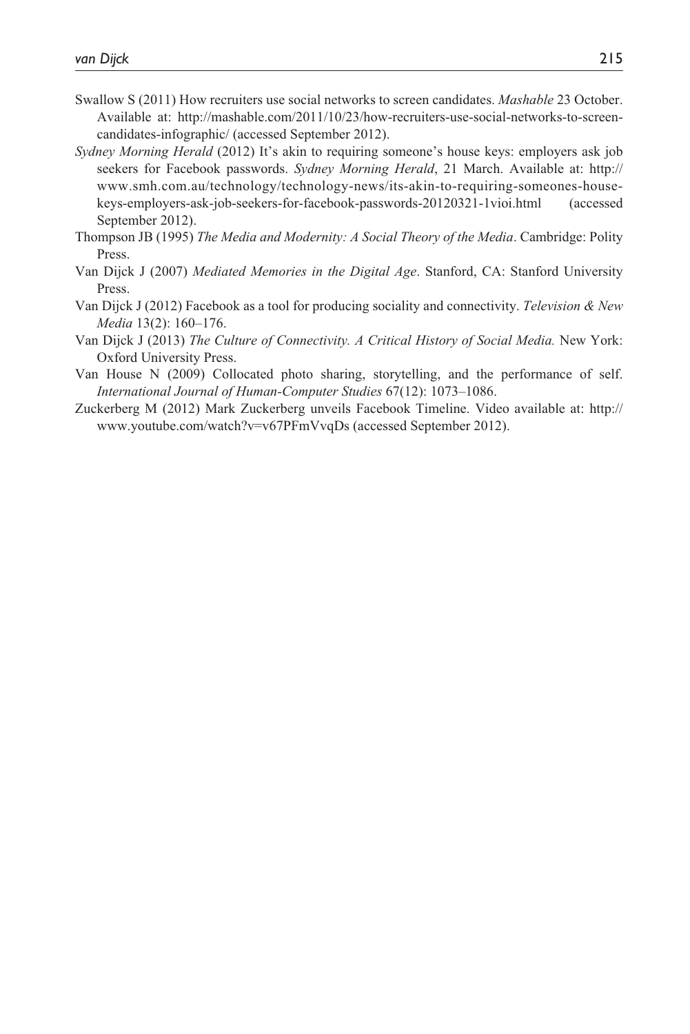Swallow S (2011) How recruiters use social networks to screen candidates. *Mashable* 23 October. Available at: http://mashable.com/2011/10/23/how-recruiters-use-social-networks-to-screen-candidates-infographic/ (accessed September 2012).

*Sydney Morning Herald* (2012) It's akin to requiring someone's house keys: employers ask job seekers for Facebook passwords. *Sydney Morning Herald*, 21 March. Available at: http://www.smh.com.au/technology/technology-news/its-akin-to-requiring-someones-house-keys-employers-ask-job-seekers-for-facebook-passwords-20120321-1vioi.html (accessed September 2012).

Thompson JB (1995) *The Media and Modernity: A Social Theory of the Media*. Cambridge: Polity Press.

Van Dijck J (2007) *Mediated Memories in the Digital Age*. Stanford, CA: Stanford University Press.

Van Dijck J (2012) Facebook as a tool for producing sociality and connectivity. *Television & New Media* 13(2): 160–176.

Van Dijck J (2013) *The Culture of Connectivity. A Critical History of Social Media.* New York: Oxford University Press.

Van House N (2009) Collocated photo sharing, storytelling, and the performance of self. *International Journal of Human-Computer Studies* 67(12): 1073–1086.

Zuckerberg M (2012) Mark Zuckerberg unveils Facebook Timeline. Video available at: http://www.youtube.com/watch?v=v67PFmVvqDs (accessed September 2012).